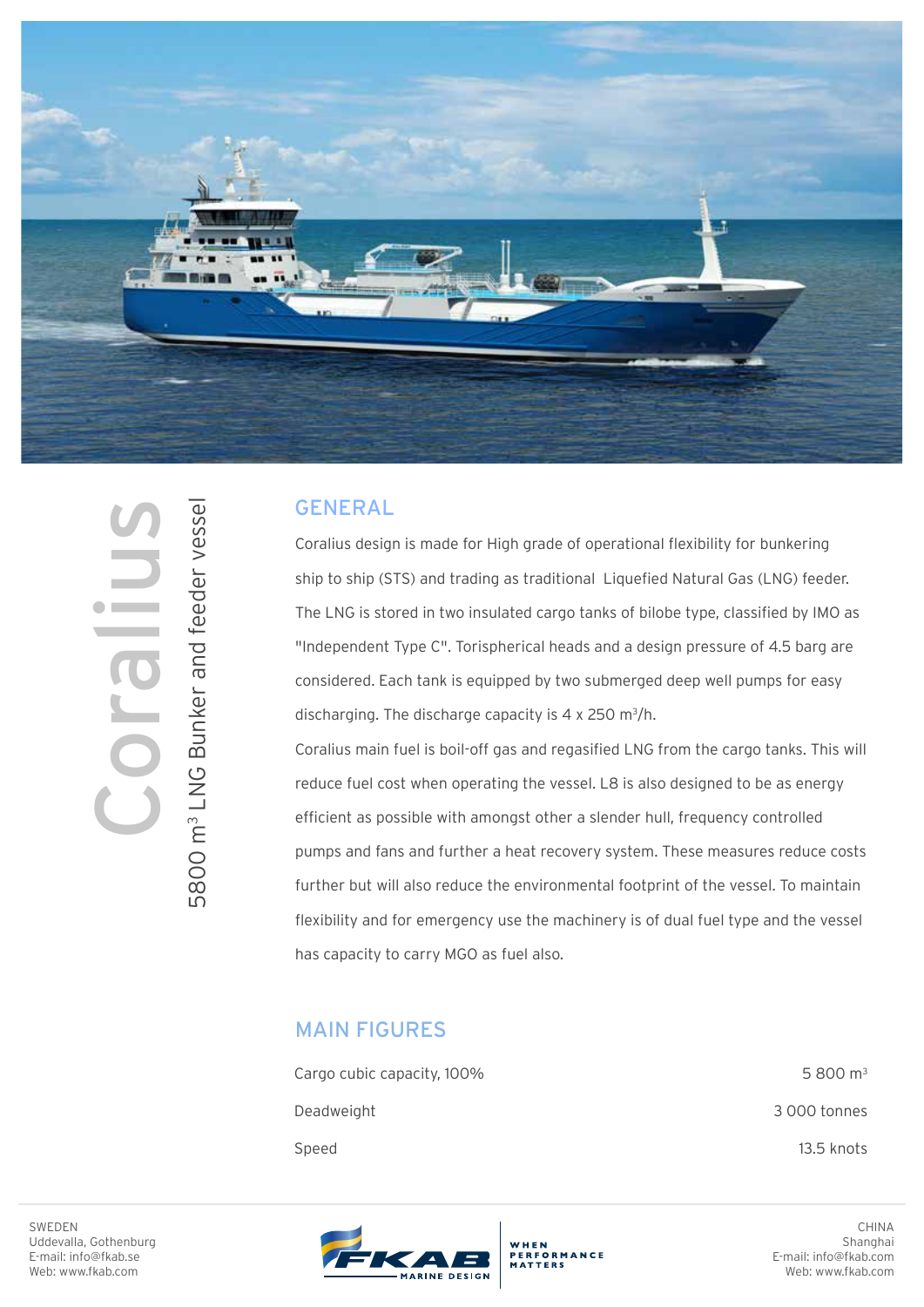# Coralius

## 5800 $m^3$ LNG Bunker and feeder vessel

## GENERAL

Coralius design is made for High grade of operational flexibility for bunkering ship to ship (STS) and trading as traditional Liquefied Natural Gas (LNG) feeder. The LNG is stored in two insulated cargo tanks of bilobe type, classified by IMO as "Independent Type C". Torispherical heads and a design pressure of 4.5 barg are considered. Each tank is equipped by two submerged deep well pumps for easy discharging. The discharge capacity is 4 x 250 $m^3$/h.

Coralius main fuel is boil-off gas and regasified LNG from the cargo tanks. This will reduce fuel cost when operating the vessel. L8 is also designed to be as energy efficient as possible with amongst other a slender hull, frequency controlled pumps and fans and further a heat recovery system. These measures reduce costs further but will also reduce the environmental footprint of the vessel. To maintain flexibility and for emergency use the machinery is of dual fuel type and the vessel has capacity to carry MGO as fuel also.

## MAIN FIGURES

| | |
|---|---|
| Cargo cubic capacity, 100% | 5 800 $m^3$ |
| Deadweight | 3 000 tonnes |
| Speed | 13.5 knots |

SWEDEN
Uddevalla, Gothenburg
E-mail: info@fkab.se
Web: www.fkab.com

FKAB MARINE DESIGN
WHEN PERFORMANCE MATTERS

CHINA
Shanghai
E-mail: info@fkab.com
Web: www.fkab.com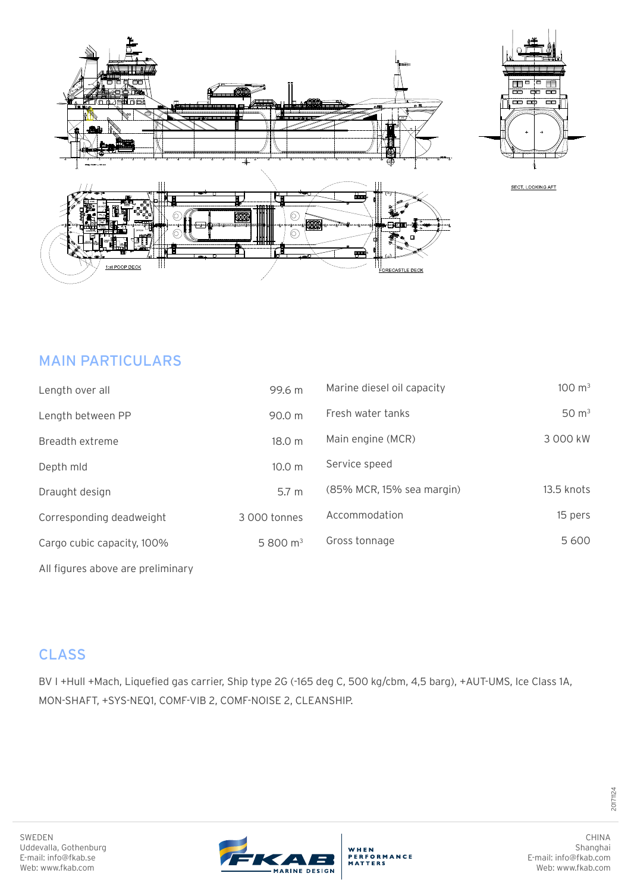1:st POOP DECK

FORECASTLE DECK

SECT. LOOKING AFT

## MAIN PARTICULARS

| | | | |
|---|---|---|---|
| Length over all | 99.6 m | Marine diesel oil capacity | 100 $m^3$ |
| Length between PP | 90.0 m | Fresh water tanks | 50 $m^3$ |
| Breadth extreme | 18.0 m | Main engine (MCR) | 3 000 kW |
| Depth mld | 10.0 m | Service speed | |
| Draught design | 5.7 m | (85% MCR, 15% sea margin) | 13.5 knots |
| Corresponding deadweight | 3 000 tonnes | Accommodation | 15 pers |
| Cargo cubic capacity, 100% | 5 800 $m^3$ | Gross tonnage | 5 600 |

All figures above are preliminary

## CLASS

BV I +Hull +Mach, Liquefied gas carrier, Ship type 2G (-165 deg C, 500 kg/cbm, 4,5 barg), +AUT-UMS, Ice Class 1A, MON-SHAFT, +SYS-NEQ1, COMF-VIB 2, COMF-NOISE 2, CLEANSHIP.

20171124

SWEDEN
Uddevalla, Gothenburg
E-mail: info@fkab.se
Web: www.fkab.com

FKAB MARINE DESIGN — WHEN PERFORMANCE MATTERS

CHINA
Shanghai
E-mail: info@fkab.com
Web: www.fkab.com